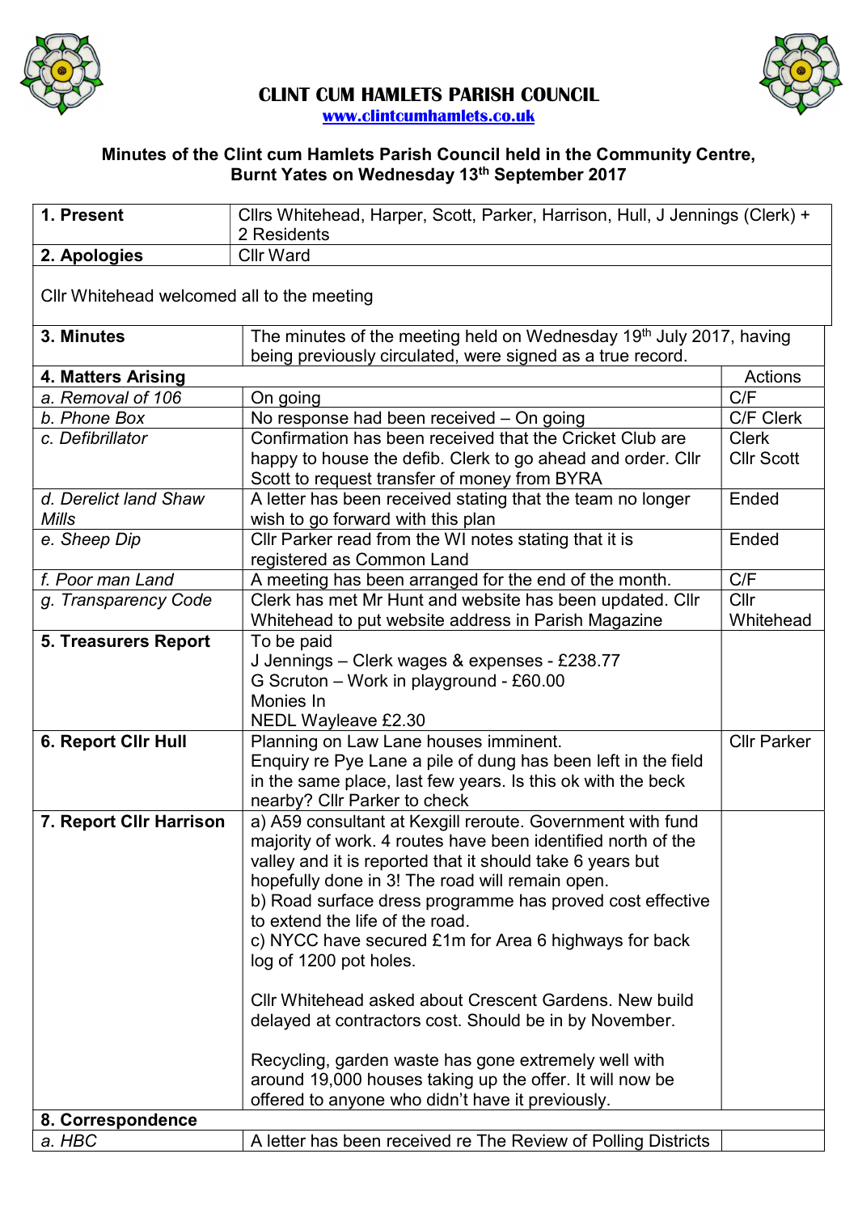# CLINT CUM HAMLETS PARISH COUNCIL

www.clintcumhamlets.co.uk

## Minutes of the Clint cum Hamlets Parish Council held in the Community Centre, Burnt Yates on Wednesday 13th September 2017

| | | |
|---|---|---|
| **1. Present** | Cllrs Whitehead, Harper, Scott, Parker, Harrison, Hull, J Jennings (Clerk) + 2 Residents | |
| **2. Apologies** | Cllr Ward | |
| Cllr Whitehead welcomed all to the meeting | | |
| **3. Minutes** | The minutes of the meeting held on Wednesday 19th July 2017, having being previously circulated, were signed as a true record. | |
| **4. Matters Arising** | | Actions |
| *a. Removal of 106* | On going | C/F |
| *b. Phone Box* | No response had been received – On going | C/F Clerk |
| *c. Defibrillator* | Confirmation has been received that the Cricket Club are happy to house the defib. Clerk to go ahead and order. Cllr Scott to request transfer of money from BYRA | Clerk<br>Cllr Scott |
| *d. Derelict land Shaw Mills* | A letter has been received stating that the team no longer wish to go forward with this plan | Ended |
| *e. Sheep Dip* | Cllr Parker read from the WI notes stating that it is registered as Common Land | Ended |
| *f. Poor man Land* | A meeting has been arranged for the end of the month. | C/F |
| *g. Transparency Code* | Clerk has met Mr Hunt and website has been updated. Cllr Whitehead to put website address in Parish Magazine | Cllr Whitehead |
| **5. Treasurers Report** | To be paid<br>J Jennings – Clerk wages & expenses - £238.77<br>G Scruton – Work in playground - £60.00<br>Monies In<br>NEDL Wayleave £2.30 | |
| **6. Report Cllr Hull** | Planning on Law Lane houses imminent.<br>Enquiry re Pye Lane a pile of dung has been left in the field in the same place, last few years. Is this ok with the beck nearby? Cllr Parker to check | Cllr Parker |
| **7. Report Cllr Harrison** | a) A59 consultant at Kexgill reroute. Government with fund majority of work. 4 routes have been identified north of the valley and it is reported that it should take 6 years but hopefully done in 3! The road will remain open.<br>b) Road surface dress programme has proved cost effective to extend the life of the road.<br>c) NYCC have secured £1m for Area 6 highways for back log of 1200 pot holes.<br><br>Cllr Whitehead asked about Crescent Gardens. New build delayed at contractors cost. Should be in by November.<br><br>Recycling, garden waste has gone extremely well with around 19,000 houses taking up the offer. It will now be offered to anyone who didn't have it previously. | |
| **8. Correspondence** | | |
| *a. HBC* | A letter has been received re The Review of Polling Districts | |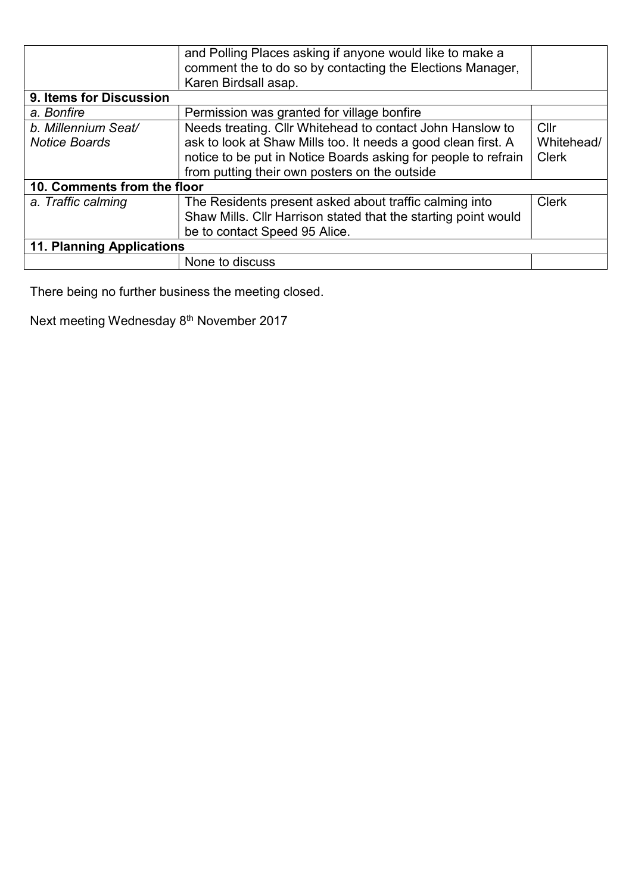| | | |
|---|---|---|
| | and Polling Places asking if anyone would like to make a comment the to do so by contacting the Elections Manager, Karen Birdsall asap. | |
| **9. Items for Discussion** | | |
| *a. Bonfire* | Permission was granted for village bonfire | |
| *b. Millennium Seat/ Notice Boards* | Needs treating. Cllr Whitehead to contact John Hanslow to ask to look at Shaw Mills too. It needs a good clean first. A notice to be put in Notice Boards asking for people to refrain from putting their own posters on the outside | Cllr Whitehead/ Clerk |
| **10. Comments from the floor** | | |
| *a. Traffic calming* | The Residents present asked about traffic calming into Shaw Mills. Cllr Harrison stated that the starting point would be to contact Speed 95 Alice. | Clerk |
| **11. Planning Applications** | | |
| | None to discuss | |

There being no further business the meeting closed.

Next meeting Wednesday 8th November 2017